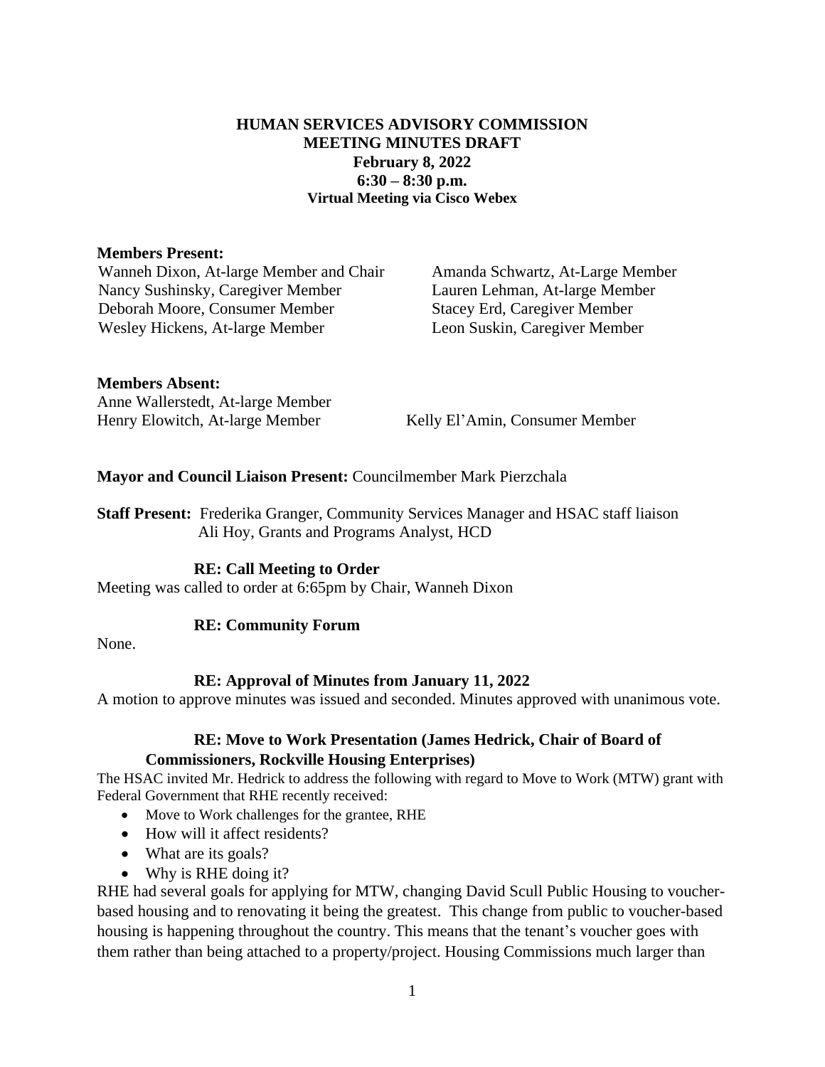**HUMAN SERVICES ADVISORY COMMISSION**
**MEETING MINUTES DRAFT**
**February 8, 2022**
**6:30 – 8:30 p.m.**
**Virtual Meeting via Cisco Webex**

**Members Present:**

Wanneh Dixon, At-large Member and Chair
Nancy Sushinsky, Caregiver Member
Deborah Moore, Consumer Member
Wesley Hickens, At-large Member
Amanda Schwartz, At-Large Member
Lauren Lehman, At-large Member
Stacey Erd, Caregiver Member
Leon Suskin, Caregiver Member

**Members Absent:**

Anne Wallerstedt, At-large Member
Henry Elowitch, At-large Member
Kelly El'Amin, Consumer Member

**Mayor and Council Liaison Present:** Councilmember Mark Pierzchala

**Staff Present:** Frederika Granger, Community Services Manager and HSAC staff liaison
Ali Hoy, Grants and Programs Analyst, HCD

**RE: Call Meeting to Order**

Meeting was called to order at 6:65pm by Chair, Wanneh Dixon

**RE: Community Forum**

None.

**RE: Approval of Minutes from January 11, 2022**

A motion to approve minutes was issued and seconded. Minutes approved with unanimous vote.

**RE: Move to Work Presentation (James Hedrick, Chair of Board of Commissioners, Rockville Housing Enterprises)**

The HSAC invited Mr. Hedrick to address the following with regard to Move to Work (MTW) grant with Federal Government that RHE recently received:

- Move to Work challenges for the grantee, RHE
- How will it affect residents?
- What are its goals?
- Why is RHE doing it?

RHE had several goals for applying for MTW, changing David Scull Public Housing to voucher-based housing and to renovating it being the greatest. This change from public to voucher-based housing is happening throughout the country. This means that the tenant's voucher goes with them rather than being attached to a property/project. Housing Commissions much larger than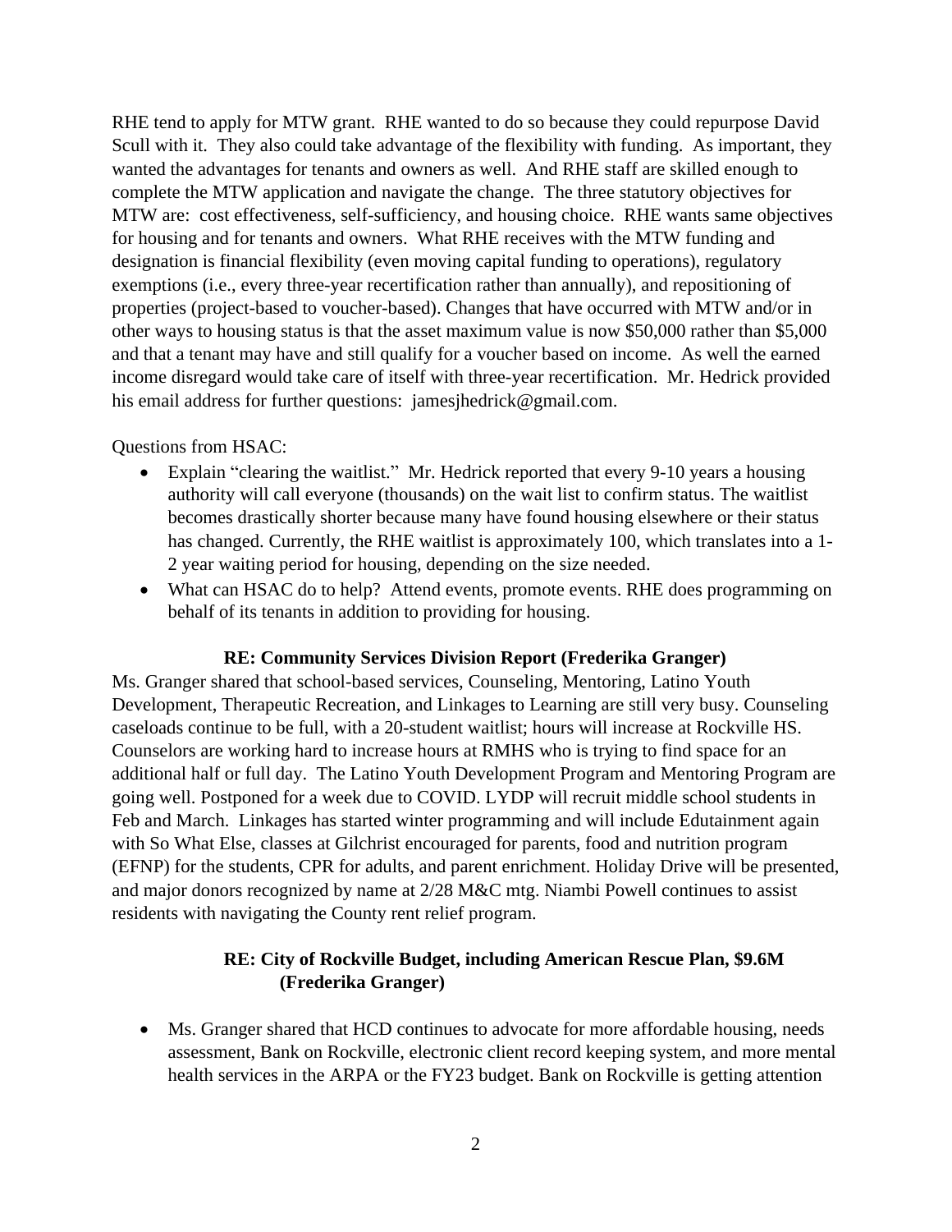RHE tend to apply for MTW grant. RHE wanted to do so because they could repurpose David Scull with it. They also could take advantage of the flexibility with funding. As important, they wanted the advantages for tenants and owners as well. And RHE staff are skilled enough to complete the MTW application and navigate the change. The three statutory objectives for MTW are: cost effectiveness, self-sufficiency, and housing choice. RHE wants same objectives for housing and for tenants and owners. What RHE receives with the MTW funding and designation is financial flexibility (even moving capital funding to operations), regulatory exemptions (i.e., every three-year recertification rather than annually), and repositioning of properties (project-based to voucher-based). Changes that have occurred with MTW and/or in other ways to housing status is that the asset maximum value is now $50,000 rather than $5,000 and that a tenant may have and still qualify for a voucher based on income. As well the earned income disregard would take care of itself with three-year recertification. Mr. Hedrick provided his email address for further questions: jamesjhedrick@gmail.com.

Questions from HSAC:

- Explain "clearing the waitlist." Mr. Hedrick reported that every 9-10 years a housing authority will call everyone (thousands) on the wait list to confirm status. The waitlist becomes drastically shorter because many have found housing elsewhere or their status has changed. Currently, the RHE waitlist is approximately 100, which translates into a 1-2 year waiting period for housing, depending on the size needed.
- What can HSAC do to help? Attend events, promote events. RHE does programming on behalf of its tenants in addition to providing for housing.

**RE: Community Services Division Report (Frederika Granger)**

Ms. Granger shared that school-based services, Counseling, Mentoring, Latino Youth Development, Therapeutic Recreation, and Linkages to Learning are still very busy. Counseling caseloads continue to be full, with a 20-student waitlist; hours will increase at Rockville HS. Counselors are working hard to increase hours at RMHS who is trying to find space for an additional half or full day. The Latino Youth Development Program and Mentoring Program are going well. Postponed for a week due to COVID. LYDP will recruit middle school students in Feb and March. Linkages has started winter programming and will include Edutainment again with So What Else, classes at Gilchrist encouraged for parents, food and nutrition program (EFNP) for the students, CPR for adults, and parent enrichment. Holiday Drive will be presented, and major donors recognized by name at 2/28 M&C mtg. Niambi Powell continues to assist residents with navigating the County rent relief program.

**RE: City of Rockville Budget, including American Rescue Plan, $9.6M (Frederika Granger)**

- Ms. Granger shared that HCD continues to advocate for more affordable housing, needs assessment, Bank on Rockville, electronic client record keeping system, and more mental health services in the ARPA or the FY23 budget. Bank on Rockville is getting attention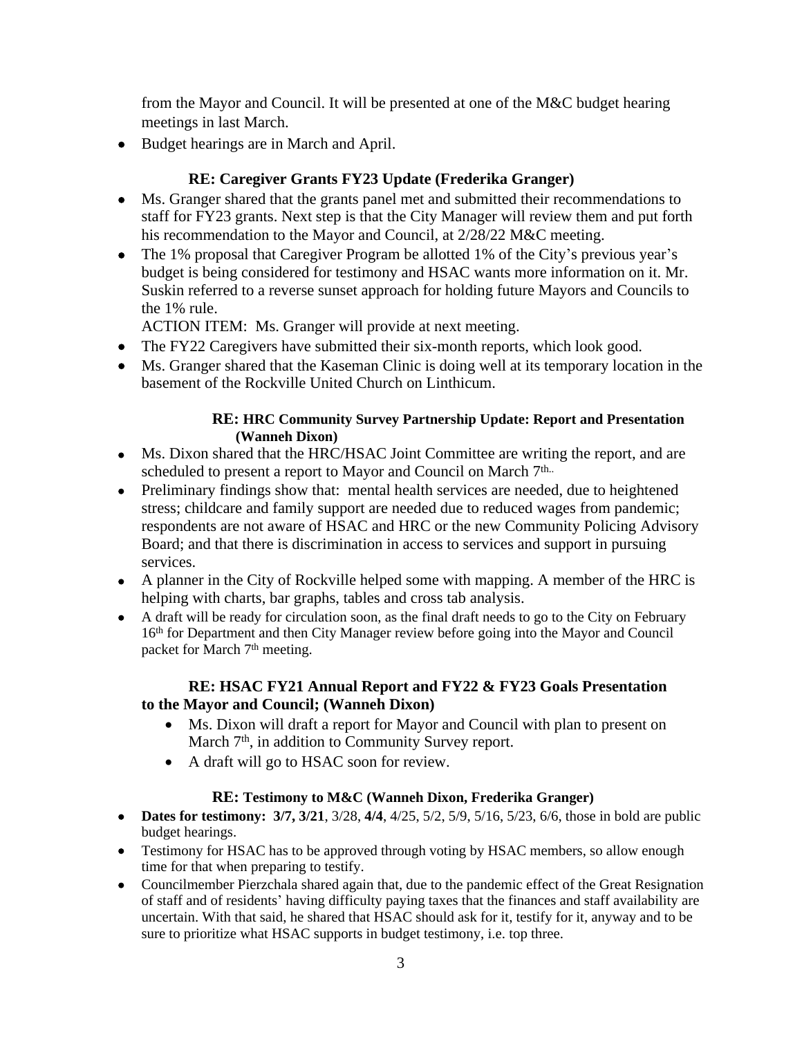from the Mayor and Council. It will be presented at one of the M&C budget hearing meetings in last March.

- Budget hearings are in March and April.

### RE: Caregiver Grants FY23 Update (Frederika Granger)

- Ms. Granger shared that the grants panel met and submitted their recommendations to staff for FY23 grants. Next step is that the City Manager will review them and put forth his recommendation to the Mayor and Council, at 2/28/22 M&C meeting.
- The 1% proposal that Caregiver Program be allotted 1% of the City's previous year's budget is being considered for testimony and HSAC wants more information on it. Mr. Suskin referred to a reverse sunset approach for holding future Mayors and Councils to the 1% rule.

  ACTION ITEM: Ms. Granger will provide at next meeting.
- The FY22 Caregivers have submitted their six-month reports, which look good.
- Ms. Granger shared that the Kaseman Clinic is doing well at its temporary location in the basement of the Rockville United Church on Linthicum.

### RE: HRC Community Survey Partnership Update: Report and Presentation (Wanneh Dixon)

- Ms. Dixon shared that the HRC/HSAC Joint Committee are writing the report, and are scheduled to present a report to Mayor and Council on March 7th..
- Preliminary findings show that: mental health services are needed, due to heightened stress; childcare and family support are needed due to reduced wages from pandemic; respondents are not aware of HSAC and HRC or the new Community Policing Advisory Board; and that there is discrimination in access to services and support in pursuing services.
- A planner in the City of Rockville helped some with mapping. A member of the HRC is helping with charts, bar graphs, tables and cross tab analysis.
- A draft will be ready for circulation soon, as the final draft needs to go to the City on February 16th for Department and then City Manager review before going into the Mayor and Council packet for March 7th meeting.

### RE: HSAC FY21 Annual Report and FY22 & FY23 Goals Presentation to the Mayor and Council; (Wanneh Dixon)

- Ms. Dixon will draft a report for Mayor and Council with plan to present on March 7th, in addition to Community Survey report.
- A draft will go to HSAC soon for review.

### RE: Testimony to M&C (Wanneh Dixon, Frederika Granger)

- **Dates for testimony: 3/7, 3/21**, 3/28, **4/4**, 4/25, 5/2, 5/9, 5/16, 5/23, 6/6, those in bold are public budget hearings.
- Testimony for HSAC has to be approved through voting by HSAC members, so allow enough time for that when preparing to testify.
- Councilmember Pierzchala shared again that, due to the pandemic effect of the Great Resignation of staff and of residents' having difficulty paying taxes that the finances and staff availability are uncertain. With that said, he shared that HSAC should ask for it, testify for it, anyway and to be sure to prioritize what HSAC supports in budget testimony, i.e. top three.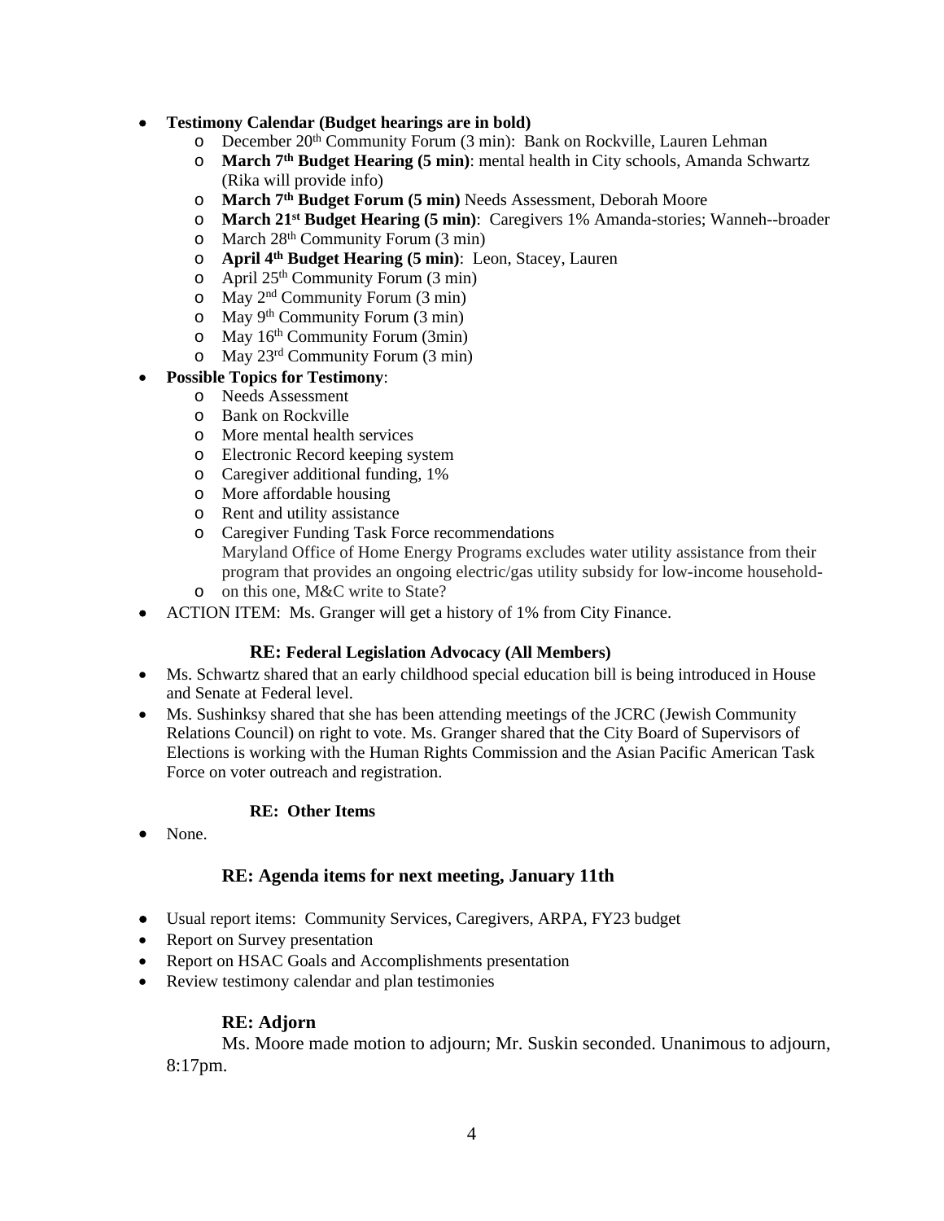- **Testimony Calendar (Budget hearings are in bold)**
  - December 20th Community Forum (3 min): Bank on Rockville, Lauren Lehman
  - **March 7th Budget Hearing (5 min)**: mental health in City schools, Amanda Schwartz (Rika will provide info)
  - **March 7th Budget Forum (5 min)** Needs Assessment, Deborah Moore
  - **March 21st Budget Hearing (5 min)**: Caregivers 1% Amanda-stories; Wanneh--broader
  - March 28th Community Forum (3 min)
  - **April 4th Budget Hearing (5 min)**: Leon, Stacey, Lauren
  - April 25th Community Forum (3 min)
  - May 2nd Community Forum (3 min)
  - May 9th Community Forum (3 min)
  - May 16th Community Forum (3min)
  - May 23rd Community Forum (3 min)
- **Possible Topics for Testimony**:
  - Needs Assessment
  - Bank on Rockville
  - More mental health services
  - Electronic Record keeping system
  - Caregiver additional funding, 1%
  - More affordable housing
  - Rent and utility assistance
  - Caregiver Funding Task Force recommendations
    Maryland Office of Home Energy Programs excludes water utility assistance from their program that provides an ongoing electric/gas utility subsidy for low-income household-
  - on this one, M&C write to State?
- ACTION ITEM: Ms. Granger will get a history of 1% from City Finance.

**RE: Federal Legislation Advocacy (All Members)**

- Ms. Schwartz shared that an early childhood special education bill is being introduced in House and Senate at Federal level.
- Ms. Sushinksy shared that she has been attending meetings of the JCRC (Jewish Community Relations Council) on right to vote. Ms. Granger shared that the City Board of Supervisors of Elections is working with the Human Rights Commission and the Asian Pacific American Task Force on voter outreach and registration.

**RE: Other Items**

- None.

## RE: Agenda items for next meeting, January 11th

- Usual report items: Community Services, Caregivers, ARPA, FY23 budget
- Report on Survey presentation
- Report on HSAC Goals and Accomplishments presentation
- Review testimony calendar and plan testimonies

## RE: Adjorn

Ms. Moore made motion to adjourn; Mr. Suskin seconded. Unanimous to adjourn, 8:17pm.